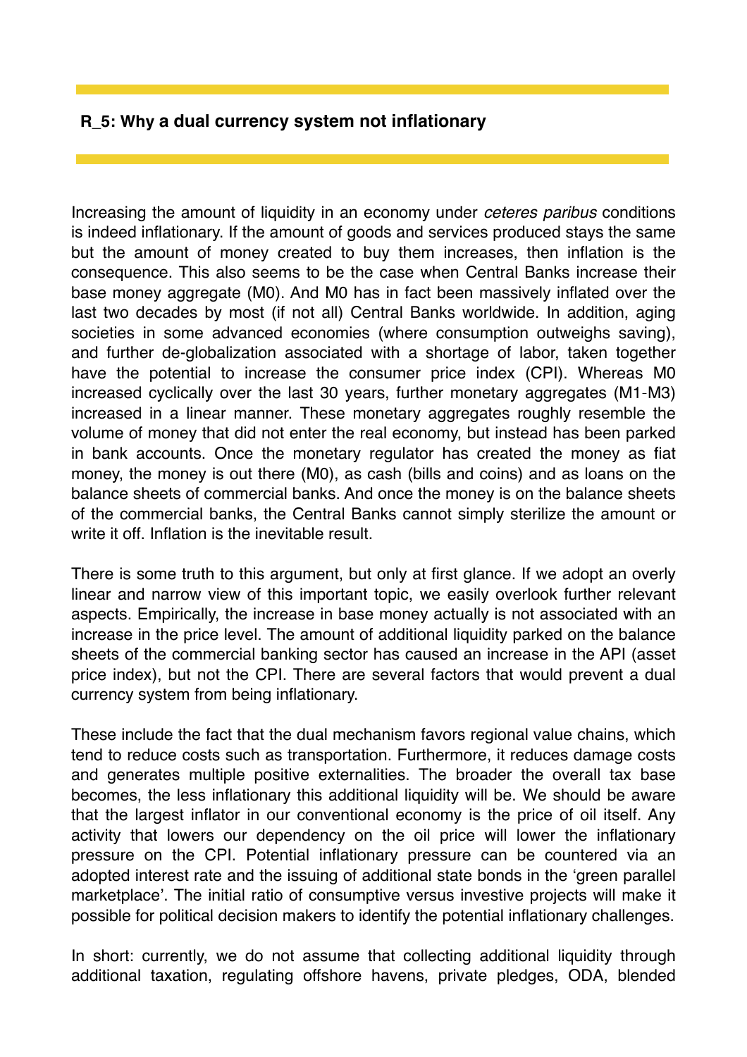## R_5: Why a dual currency system not inflationary

Increasing the amount of liquidity in an economy under *ceteres paribus* conditions is indeed inflationary. If the amount of goods and services produced stays the same but the amount of money created to buy them increases, then inflation is the consequence. This also seems to be the case when Central Banks increase their base money aggregate (M0). And M0 has in fact been massively inflated over the last two decades by most (if not all) Central Banks worldwide. In addition, aging societies in some advanced economies (where consumption outweighs saving), and further de-globalization associated with a shortage of labor, taken together have the potential to increase the consumer price index (CPI). Whereas M0 increased cyclically over the last 30 years, further monetary aggregates (M1-M3) increased in a linear manner. These monetary aggregates roughly resemble the volume of money that did not enter the real economy, but instead has been parked in bank accounts. Once the monetary regulator has created the money as fiat money, the money is out there (M0), as cash (bills and coins) and as loans on the balance sheets of commercial banks. And once the money is on the balance sheets of the commercial banks, the Central Banks cannot simply sterilize the amount or write it off. Inflation is the inevitable result.

There is some truth to this argument, but only at first glance. If we adopt an overly linear and narrow view of this important topic, we easily overlook further relevant aspects. Empirically, the increase in base money actually is not associated with an increase in the price level. The amount of additional liquidity parked on the balance sheets of the commercial banking sector has caused an increase in the API (asset price index), but not the CPI. There are several factors that would prevent a dual currency system from being inflationary.

These include the fact that the dual mechanism favors regional value chains, which tend to reduce costs such as transportation. Furthermore, it reduces damage costs and generates multiple positive externalities. The broader the overall tax base becomes, the less inflationary this additional liquidity will be. We should be aware that the largest inflator in our conventional economy is the price of oil itself. Any activity that lowers our dependency on the oil price will lower the inflationary pressure on the CPI. Potential inflationary pressure can be countered via an adopted interest rate and the issuing of additional state bonds in the 'green parallel marketplace'. The initial ratio of consumptive versus investive projects will make it possible for political decision makers to identify the potential inflationary challenges.

In short: currently, we do not assume that collecting additional liquidity through additional taxation, regulating offshore havens, private pledges, ODA, blended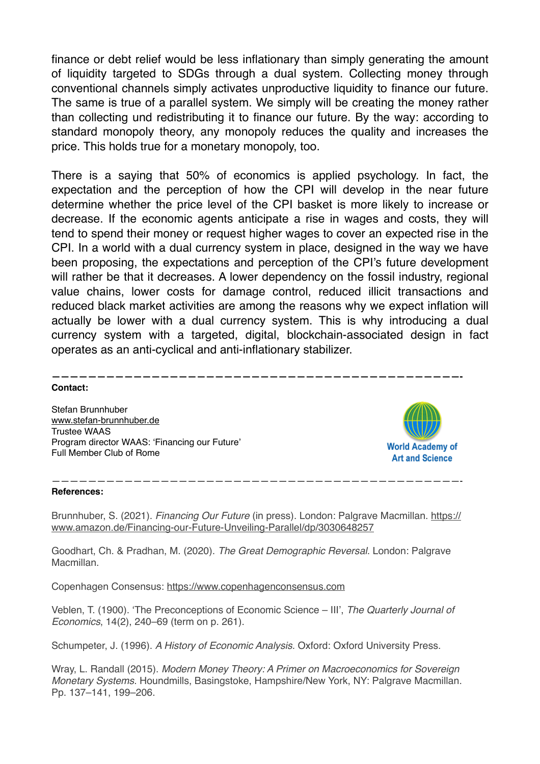finance or debt relief would be less inflationary than simply generating the amount of liquidity targeted to SDGs through a dual system. Collecting money through conventional channels simply activates unproductive liquidity to finance our future. The same is true of a parallel system. We simply will be creating the money rather than collecting und redistributing it to finance our future. By the way: according to standard monopoly theory, any monopoly reduces the quality and increases the price. This holds true for a monetary monopoly, too.

There is a saying that 50% of economics is applied psychology. In fact, the expectation and the perception of how the CPI will develop in the near future determine whether the price level of the CPI basket is more likely to increase or decrease. If the economic agents anticipate a rise in wages and costs, they will tend to spend their money or request higher wages to cover an expected rise in the CPI. In a world with a dual currency system in place, designed in the way we have been proposing, the expectations and perception of the CPI's future development will rather be that it decreases. A lower dependency on the fossil industry, regional value chains, lower costs for damage control, reduced illicit transactions and reduced black market activities are among the reasons why we expect inflation will actually be lower with a dual currency system. This is why introducing a dual currency system with a targeted, digital, blockchain-associated design in fact operates as an anti-cyclical and anti-inflationary stabilizer.

---

**Contact:**

Stefan Brunnhuber
www.stefan-brunnhuber.de
Trustee WAAS
Program director WAAS: 'Financing our Future'
Full Member Club of Rome

World Academy of Art and Science

---

**References:**

Brunnhuber, S. (2021). *Financing Our Future* (in press). London: Palgrave Macmillan. https://www.amazon.de/Financing-our-Future-Unveiling-Parallel/dp/3030648257

Goodhart, Ch. & Pradhan, M. (2020). *The Great Demographic Reversal*. London: Palgrave Macmillan.

Copenhagen Consensus: https://www.copenhagenconsensus.com

Veblen, T. (1900). 'The Preconceptions of Economic Science – III', *The Quarterly Journal of Economics*, 14(2), 240–69 (term on p. 261).

Schumpeter, J. (1996). *A History of Economic Analysis.* Oxford: Oxford University Press.

Wray, L. Randall (2015). *Modern Money Theory: A Primer on Macroeconomics for Sovereign Monetary Systems.* Houndmills, Basingstoke, Hampshire/New York, NY: Palgrave Macmillan. Pp. 137–141, 199–206.